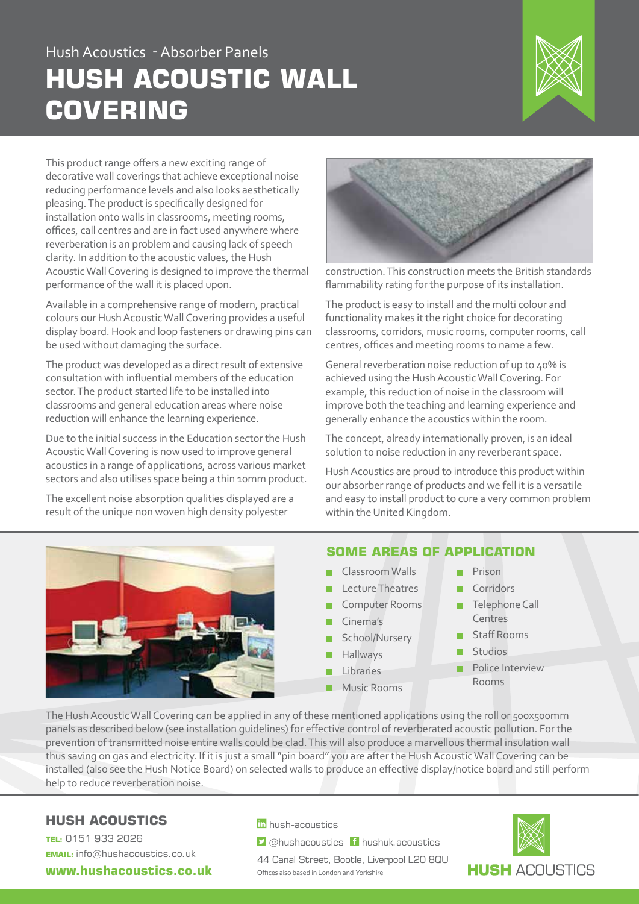Hush Acoustics - Absorber Panels

# HUSH ACOUSTIC WALL COVERING

This product range offers a new exciting range of decorative wall coverings that achieve exceptional noise reducing performance levels and also looks aesthetically pleasing. The product is specifically designed for installation onto walls in classrooms, meeting rooms, offices, call centres and are in fact used anywhere where reverberation is an problem and causing lack of speech clarity. In addition to the acoustic values, the Hush Acoustic Wall Covering is designed to improve the thermal performance of the wall it is placed upon.

Available in a comprehensive range of modern, practical colours our Hush Acoustic Wall Covering provides a useful display board. Hook and loop fasteners or drawing pins can be used without damaging the surface.

The product was developed as a direct result of extensive consultation with influential members of the education sector. The product started life to be installed into classrooms and general education areas where noise reduction will enhance the learning experience.

Due to the initial success in the Education sector the Hush Acoustic Wall Covering is now used to improve general acoustics in a range of applications, across various market sectors and also utilises space being a thin 10mm product.

The excellent noise absorption qualities displayed are a result of the unique non woven high density polyester construction. This construction meets the British standards flammability rating for the purpose of its installation.

The product is easy to install and the multi colour and functionality makes it the right choice for decorating classrooms, corridors, music rooms, computer rooms, call centres, offices and meeting rooms to name a few.

General reverberation noise reduction of up to 40% is achieved using the Hush Acoustic Wall Covering. For example, this reduction of noise in the classroom will improve both the teaching and learning experience and generally enhance the acoustics within the room.

The concept, already internationally proven, is an ideal solution to noise reduction in any reverberant space.

Hush Acoustics are proud to introduce this product within our absorber range of products and we fell it is a versatile and easy to install product to cure a very common problem within the United Kingdom.

## SOME AREAS OF APPLICATION

- Classroom Walls
- Lecture Theatres
- Computer Rooms
- Cinema's
- School/Nursery
- Hallways
- Libraries
- Music Rooms
- Prison
- Corridors
- Telephone Call Centres
- Staff Rooms
- Studios
- Police Interview Rooms

The Hush Acoustic Wall Covering can be applied in any of these mentioned applications using the roll or 500x500mm panels as described below (see installation guidelines) for effective control of reverberated acoustic pollution. For the prevention of transmitted noise entire walls could be clad. This will also produce a marvellous thermal insulation wall thus saving on gas and electricity. If it is just a small "pin board" you are after the Hush Acoustic Wall Covering can be installed (also see the Hush Notice Board) on selected walls to produce an effective display/notice board and still perform help to reduce reverberation noise.

## HUSH ACOUSTICS

**TEL:** 0151 933 2026
**EMAIL:** info@hushacoustics.co.uk
**www.hushacoustics.co.uk**

hush-acoustics
@hushacoustics
hushuk.acoustics

44 Canal Street, Bootle, Liverpool L20 8QU
Offices also based in London and Yorkshire

**HUSH** ACOUSTICS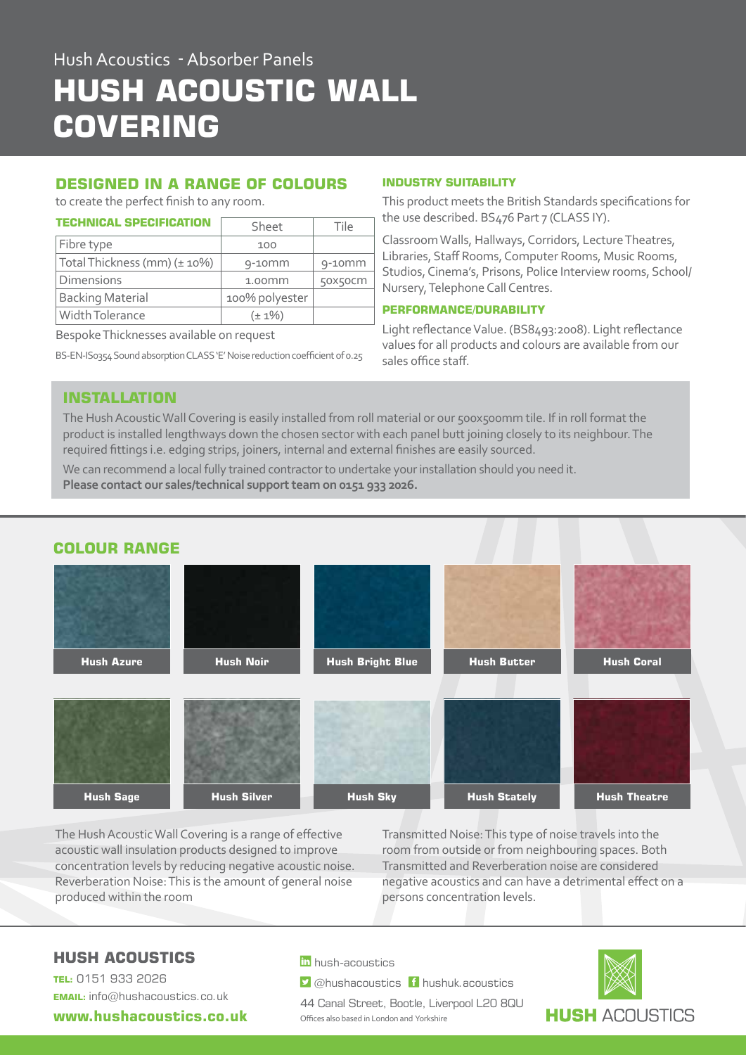Hush Acoustics - Absorber Panels

# HUSH ACOUSTIC WALL COVERING

## DESIGNED IN A RANGE OF COLOURS

to create the perfect finish to any room.

| TECHNICAL SPECIFICATION | Sheet | Tile |
|---|---|---|
| Fibre type | 100 | |
| Total Thickness (mm) (± 10%) | 9-10mm | 9-10mm |
| Dimensions | 1.00mm | 50x50cm |
| Backing Material | 100% polyester | |
| Width Tolerance | (± 1%) | |

Bespoke Thicknesses available on request

BS-EN-ISO354 Sound absorption CLASS 'E' Noise reduction coefficient of 0.25

### INDUSTRY SUITABILITY

This product meets the British Standards specifications for the use described. BS476 Part 7 (CLASS IY).

Classroom Walls, Hallways, Corridors, Lecture Theatres, Libraries, Staff Rooms, Computer Rooms, Music Rooms, Studios, Cinema's, Prisons, Police Interview rooms, School/ Nursery, Telephone Call Centres.

### PERFORMANCE/DURABILITY

Light reflectance Value. (BS8493:2008). Light reflectance values for all products and colours are available from our sales office staff.

## INSTALLATION

The Hush Acoustic Wall Covering is easily installed from roll material or our 500x500mm tile. If in roll format the product is installed lengthways down the chosen sector with each panel butt joining closely to its neighbour. The required fittings i.e. edging strips, joiners, internal and external finishes are easily sourced.

We can recommend a local fully trained contractor to undertake your installation should you need it.
**Please contact our sales/technical support team on 0151 933 2026.**

## COLOUR RANGE

Hush Azure | Hush Noir | Hush Bright Blue | Hush Butter | Hush Coral

Hush Sage | Hush Silver | Hush Sky | Hush Stately | Hush Theatre

The Hush Acoustic Wall Covering is a range of effective acoustic wall insulation products designed to improve concentration levels by reducing negative acoustic noise. Reverberation Noise: This is the amount of general noise produced within the room

Transmitted Noise: This type of noise travels into the room from outside or from neighbouring spaces. Both Transmitted and Reverberation noise are considered negative acoustics and can have a detrimental effect on a persons concentration levels.

## HUSH ACOUSTICS

**TEL:** 0151 933 2026
**EMAIL:** info@hushacoustics.co.uk
**www.hushacoustics.co.uk**

hush-acoustics
@hushacoustics hushuk.acoustics
44 Canal Street, Bootle, Liverpool L20 8QU
Offices also based in London and Yorkshire

HUSH ACOUSTICS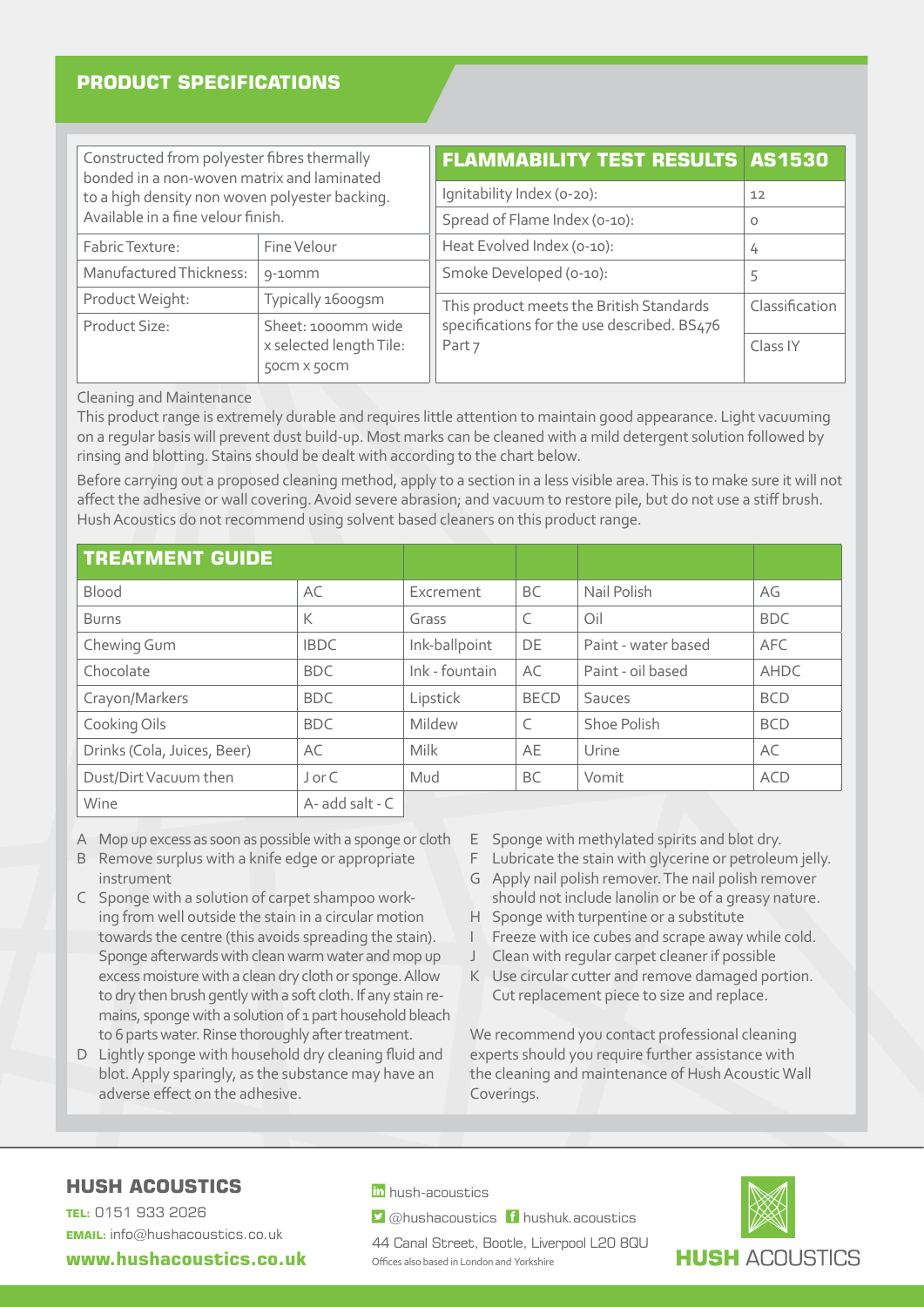## PRODUCT SPECIFICATIONS

| | |
|---|---|
| Constructed from polyester fibres thermally bonded in a non-woven matrix and laminated to a high density non woven polyester backing. Available in a fine velour finish. | |
| Fabric Texture: | Fine Velour |
| Manufactured Thickness: | 9-10mm |
| Product Weight: | Typically 1600gsm |
| Product Size: | Sheet: 1000mm wide x selected length Tile: 50cm x 50cm |

| FLAMMABILITY TEST RESULTS | AS1530 |
|---|---|
| Ignitability Index (0-20): | 12 |
| Spread of Flame Index (0-10): | 0 |
| Heat Evolved Index (0-10): | 4 |
| Smoke Developed (0-10): | 5 |
| This product meets the British Standards specifications for the use described. BS476 Part 7 | Classification |
| | Class IY |

Cleaning and Maintenance

This product range is extremely durable and requires little attention to maintain good appearance. Light vacuuming on a regular basis will prevent dust build-up. Most marks can be cleaned with a mild detergent solution followed by rinsing and blotting. Stains should be dealt with according to the chart below.

Before carrying out a proposed cleaning method, apply to a section in a less visible area. This is to make sure it will not affect the adhesive or wall covering. Avoid severe abrasion; and vacuum to restore pile, but do not use a stiff brush. Hush Acoustics do not recommend using solvent based cleaners on this product range.

| TREATMENT GUIDE | | | | | |
|---|---|---|---|---|---|
| Blood | AC | Excrement | BC | Nail Polish | AG |
| Burns | K | Grass | C | Oil | BDC |
| Chewing Gum | IBDC | Ink-ballpoint | DE | Paint - water based | AFC |
| Chocolate | BDC | Ink - fountain | AC | Paint - oil based | AHDC |
| Crayon/Markers | BDC | Lipstick | BECD | Sauces | BCD |
| Cooking Oils | BDC | Mildew | C | Shoe Polish | BCD |
| Drinks (Cola, Juices, Beer) | AC | Milk | AE | Urine | AC |
| Dust/Dirt Vacuum then | J or C | Mud | BC | Vomit | ACD |
| Wine | A- add salt - C | | | | |

- A Mop up excess as soon as possible with a sponge or cloth
- B Remove surplus with a knife edge or appropriate instrument
- C Sponge with a solution of carpet shampoo working from well outside the stain in a circular motion towards the centre (this avoids spreading the stain). Sponge afterwards with clean warm water and mop up excess moisture with a clean dry cloth or sponge. Allow to dry then brush gently with a soft cloth. If any stain remains, sponge with a solution of 1 part household bleach to 6 parts water. Rinse thoroughly after treatment.
- D Lightly sponge with household dry cleaning fluid and blot. Apply sparingly, as the substance may have an adverse effect on the adhesive.
- E Sponge with methylated spirits and blot dry.
- F Lubricate the stain with glycerine or petroleum jelly.
- G Apply nail polish remover. The nail polish remover should not include lanolin or be of a greasy nature.
- H Sponge with turpentine or a substitute
- I Freeze with ice cubes and scrape away while cold.
- J Clean with regular carpet cleaner if possible
- K Use circular cutter and remove damaged portion. Cut replacement piece to size and replace.

We recommend you contact professional cleaning experts should you require further assistance with the cleaning and maintenance of Hush Acoustic Wall Coverings.

**HUSH ACOUSTICS**

**TEL:** 0151 933 2026

**EMAIL:** info@hushacoustics.co.uk

**www.hushacoustics.co.uk**

hush-acoustics

@hushacoustics hushuk.acoustics

44 Canal Street, Bootle, Liverpool L20 8QU

Offices also based in London and Yorkshire

**HUSH** ACOUSTICS